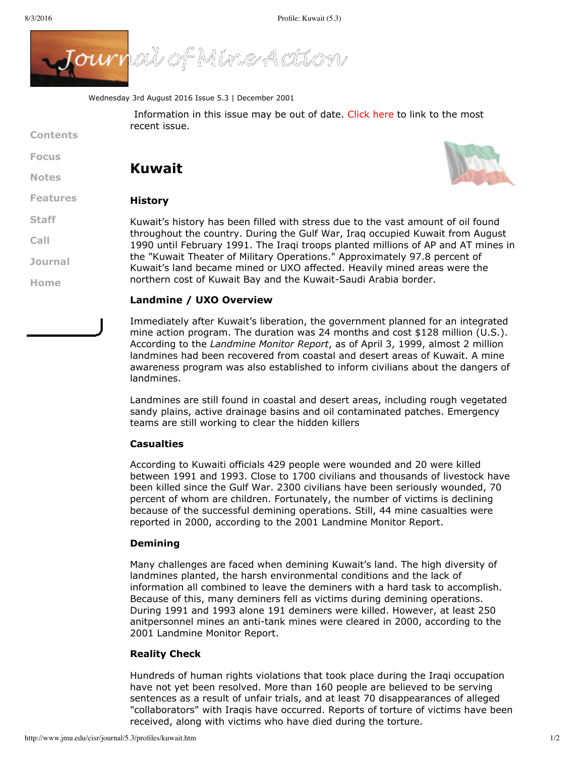Wednesday 3rd August 2016 Issue 5.3 | December 2001

Information in this issue may be out of date. Click here to link to the most recent issue.

Contents

Focus

Notes

Features

Staff

Call

Journal

Home

# Kuwait

## History

Kuwait's history has been filled with stress due to the vast amount of oil found throughout the country. During the Gulf War, Iraq occupied Kuwait from August 1990 until February 1991. The Iraqi troops planted millions of AP and AT mines in the "Kuwait Theater of Military Operations." Approximately 97.8 percent of Kuwait's land became mined or UXO affected. Heavily mined areas were the northern cost of Kuwait Bay and the Kuwait-Saudi Arabia border.

## Landmine / UXO Overview

Immediately after Kuwait's liberation, the government planned for an integrated mine action program. The duration was 24 months and cost $128 million (U.S.). According to the *Landmine Monitor Report*, as of April 3, 1999, almost 2 million landmines had been recovered from coastal and desert areas of Kuwait. A mine awareness program was also established to inform civilians about the dangers of landmines.

Landmines are still found in coastal and desert areas, including rough vegetated sandy plains, active drainage basins and oil contaminated patches. Emergency teams are still working to clear the hidden killers

### Casualties

According to Kuwaiti officials 429 people were wounded and 20 were killed between 1991 and 1993. Close to 1700 civilians and thousands of livestock have been killed since the Gulf War. 2300 civilians have been seriously wounded, 70 percent of whom are children. Fortunately, the number of victims is declining because of the successful demining operations. Still, 44 mine casualties were reported in 2000, according to the 2001 Landmine Monitor Report.

### Demining

Many challenges are faced when demining Kuwait's land. The high diversity of landmines planted, the harsh environmental conditions and the lack of information all combined to leave the deminers with a hard task to accomplish. Because of this, many deminers fell as victims during demining operations. During 1991 and 1993 alone 191 deminers were killed. However, at least 250 anitpersonnel mines an anti-tank mines were cleared in 2000, according to the 2001 Landmine Monitor Report.

### Reality Check

Hundreds of human rights violations that took place during the Iraqi occupation have not yet been resolved. More than 160 people are believed to be serving sentences as a result of unfair trials, and at least 70 disappearances of alleged "collaborators" with Iraqis have occurred. Reports of torture of victims have been received, along with victims who have died during the torture.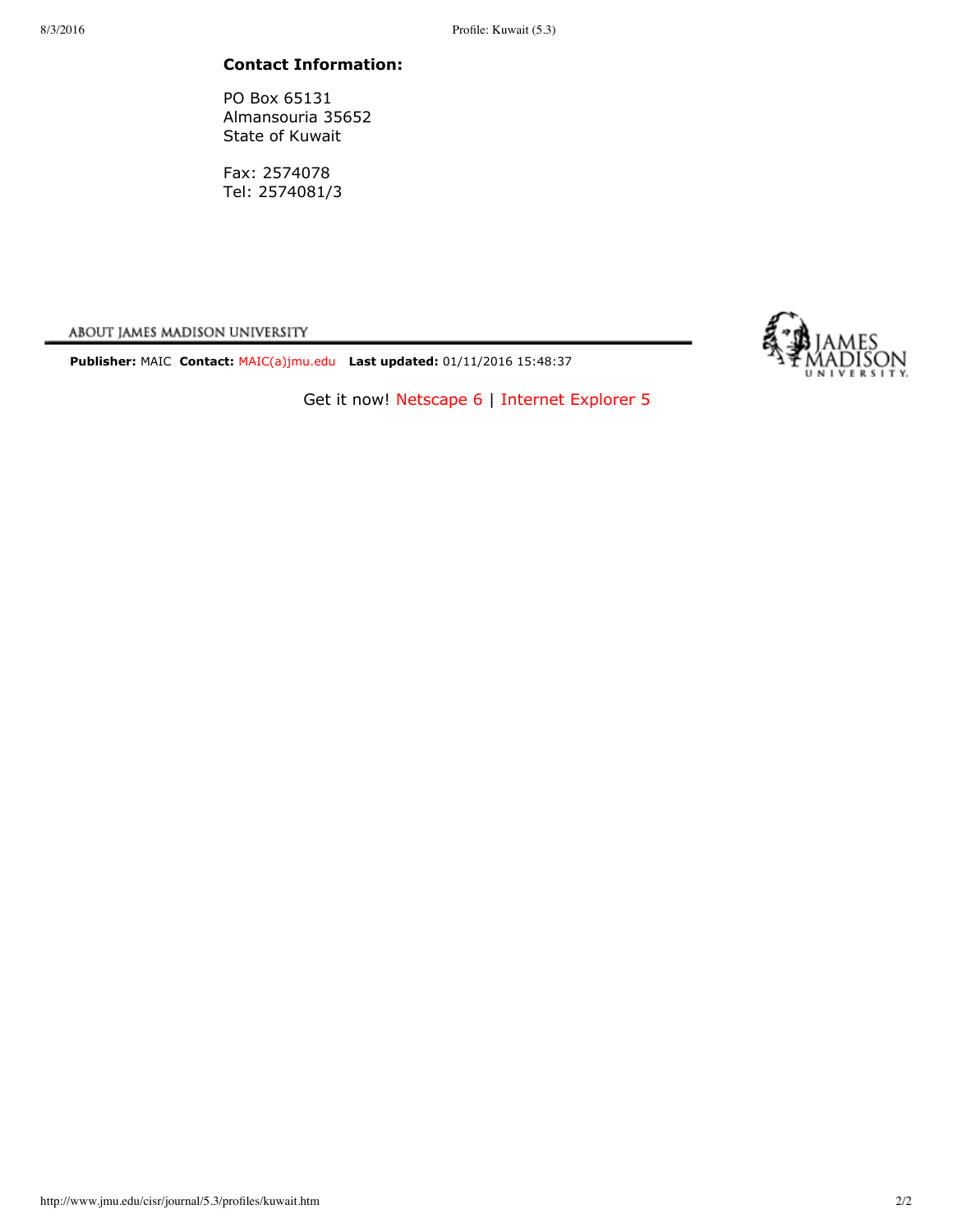**Contact Information:**

PO Box 65131
Almansouria 35652
State of Kuwait

Fax: 2574078
Tel: 2574081/3

ABOUT JAMES MADISON UNIVERSITY

**Publisher:** MAIC **Contact:** MAIC(a)jmu.edu **Last updated:** 01/11/2016 15:48:37

Get it now! Netscape 6 | Internet Explorer 5